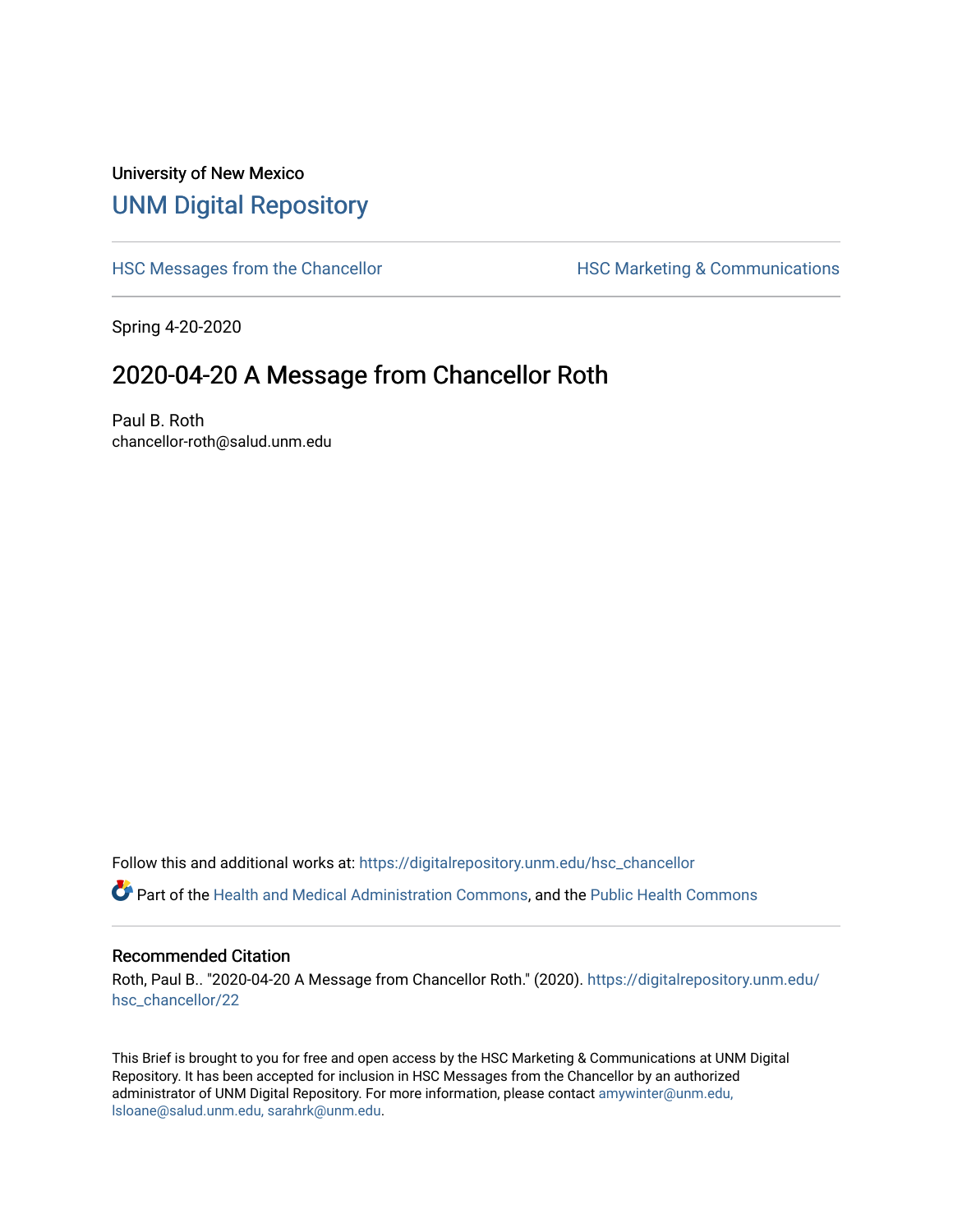University of New Mexico

# UNM Digital Repository

HSC Messages from the Chancellor

HSC Marketing & Communications

Spring 4-20-2020

## 2020-04-20 A Message from Chancellor Roth

Paul B. Roth
chancellor-roth@salud.unm.edu

Follow this and additional works at: https://digitalrepository.unm.edu/hsc_chancellor

Part of the Health and Medical Administration Commons, and the Public Health Commons

### Recommended Citation

Roth, Paul B.. "2020-04-20 A Message from Chancellor Roth." (2020). https://digitalrepository.unm.edu/hsc_chancellor/22

This Brief is brought to you for free and open access by the HSC Marketing & Communications at UNM Digital Repository. It has been accepted for inclusion in HSC Messages from the Chancellor by an authorized administrator of UNM Digital Repository. For more information, please contact amywinter@unm.edu, lsloane@salud.unm.edu, sarahrk@unm.edu.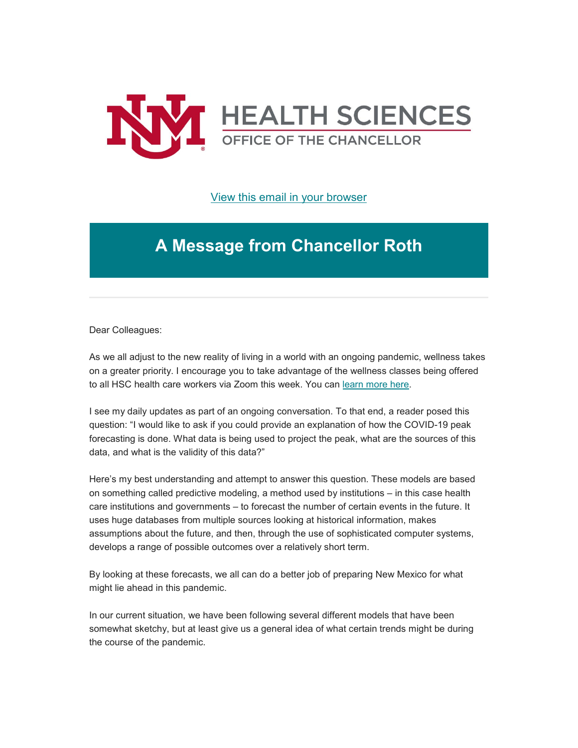HEALTH SCIENCES
OFFICE OF THE CHANCELLOR

[View this email in your browser]

# A Message from Chancellor Roth

Dear Colleagues:

As we all adjust to the new reality of living in a world with an ongoing pandemic, wellness takes on a greater priority. I encourage you to take advantage of the wellness classes being offered to all HSC health care workers via Zoom this week. You can [learn more here].

I see my daily updates as part of an ongoing conversation. To that end, a reader posed this question: "I would like to ask if you could provide an explanation of how the COVID-19 peak forecasting is done. What data is being used to project the peak, what are the sources of this data, and what is the validity of this data?"

Here's my best understanding and attempt to answer this question. These models are based on something called predictive modeling, a method used by institutions – in this case health care institutions and governments – to forecast the number of certain events in the future. It uses huge databases from multiple sources looking at historical information, makes assumptions about the future, and then, through the use of sophisticated computer systems, develops a range of possible outcomes over a relatively short term.

By looking at these forecasts, we all can do a better job of preparing New Mexico for what might lie ahead in this pandemic.

In our current situation, we have been following several different models that have been somewhat sketchy, but at least give us a general idea of what certain trends might be during the course of the pandemic.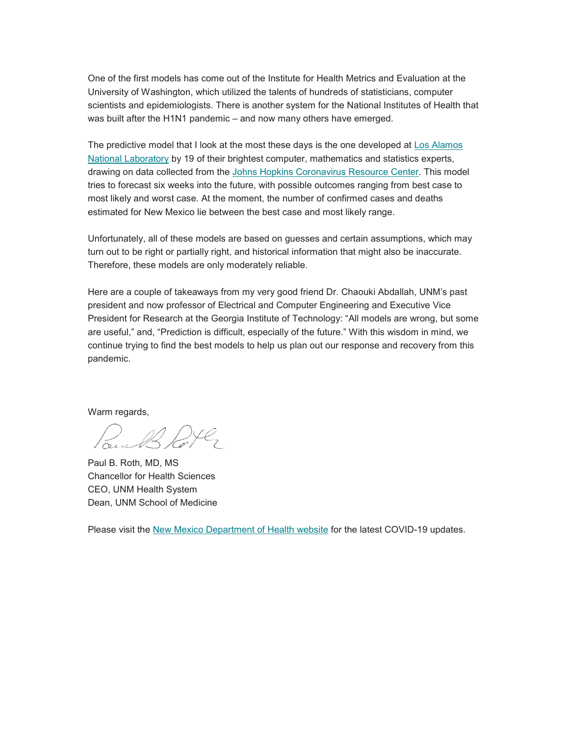One of the first models has come out of the Institute for Health Metrics and Evaluation at the University of Washington, which utilized the talents of hundreds of statisticians, computer scientists and epidemiologists. There is another system for the National Institutes of Health that was built after the H1N1 pandemic – and now many others have emerged.

The predictive model that I look at the most these days is the one developed at [Los Alamos National Laboratory]() by 19 of their brightest computer, mathematics and statistics experts, drawing on data collected from the [Johns Hopkins Coronavirus Resource Center](). This model tries to forecast six weeks into the future, with possible outcomes ranging from best case to most likely and worst case. At the moment, the number of confirmed cases and deaths estimated for New Mexico lie between the best case and most likely range.

Unfortunately, all of these models are based on guesses and certain assumptions, which may turn out to be right or partially right, and historical information that might also be inaccurate. Therefore, these models are only moderately reliable.

Here are a couple of takeaways from my very good friend Dr. Chaouki Abdallah, UNM's past president and now professor of Electrical and Computer Engineering and Executive Vice President for Research at the Georgia Institute of Technology: "All models are wrong, but some are useful," and, "Prediction is difficult, especially of the future." With this wisdom in mind, we continue trying to find the best models to help us plan out our response and recovery from this pandemic.

Warm regards,

Paul B. Roth, MD, MS
Chancellor for Health Sciences
CEO, UNM Health System
Dean, UNM School of Medicine

Please visit the [New Mexico Department of Health website]() for the latest COVID-19 updates.